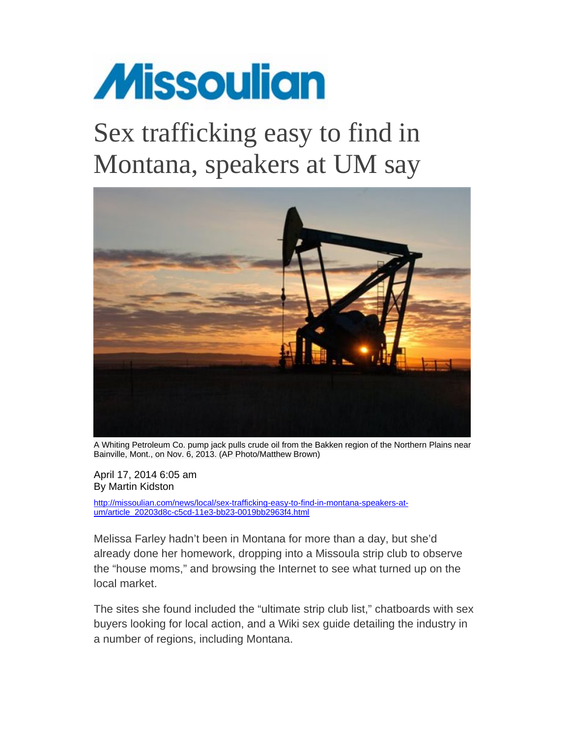# Missoulian

# Sex trafficking easy to find in Montana, speakers at UM say

A Whiting Petroleum Co. pump jack pulls crude oil from the Bakken region of the Northern Plains near Bainville, Mont., on Nov. 6, 2013. (AP Photo/Matthew Brown)

April 17, 2014 6:05 am
By Martin Kidston

http://missoulian.com/news/local/sex-trafficking-easy-to-find-in-montana-speakers-at-um/article_20203d8c-c5cd-11e3-bb23-0019bb2963f4.html

Melissa Farley hadn't been in Montana for more than a day, but she'd already done her homework, dropping into a Missoula strip club to observe the "house moms," and browsing the Internet to see what turned up on the local market.

The sites she found included the "ultimate strip club list," chatboards with sex buyers looking for local action, and a Wiki sex guide detailing the industry in a number of regions, including Montana.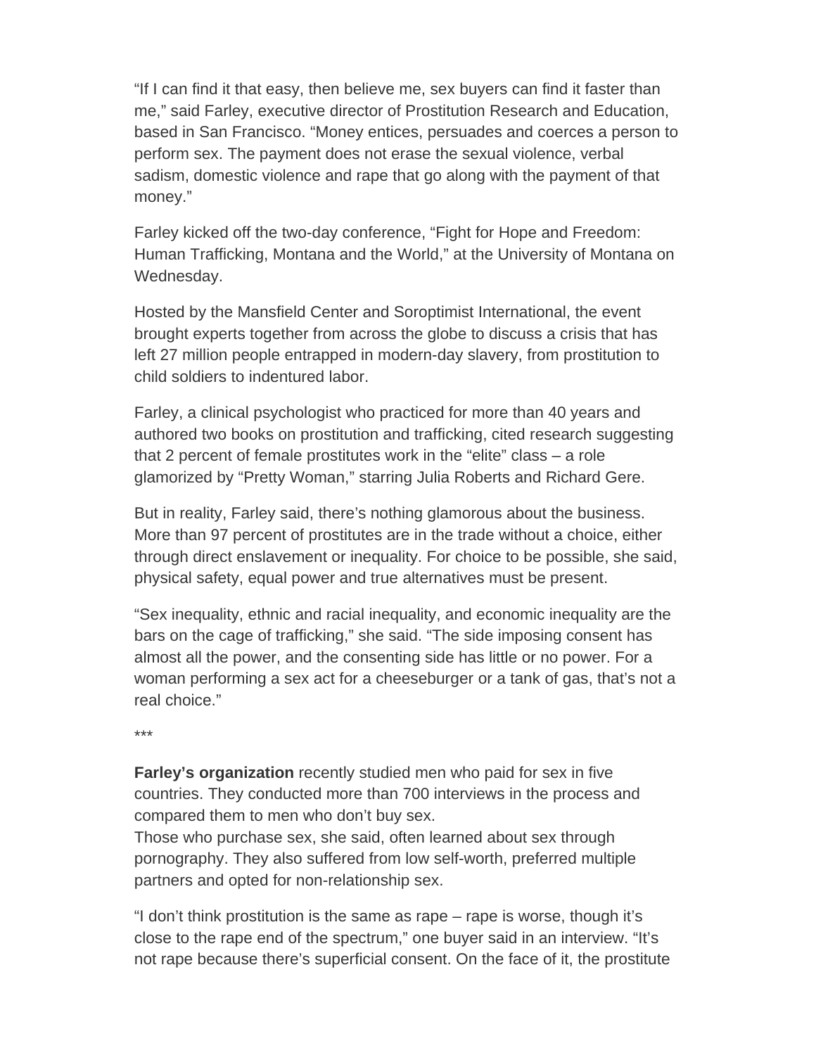"If I can find it that easy, then believe me, sex buyers can find it faster than me," said Farley, executive director of Prostitution Research and Education, based in San Francisco. "Money entices, persuades and coerces a person to perform sex. The payment does not erase the sexual violence, verbal sadism, domestic violence and rape that go along with the payment of that money."

Farley kicked off the two-day conference, "Fight for Hope and Freedom: Human Trafficking, Montana and the World," at the University of Montana on Wednesday.

Hosted by the Mansfield Center and Soroptimist International, the event brought experts together from across the globe to discuss a crisis that has left 27 million people entrapped in modern-day slavery, from prostitution to child soldiers to indentured labor.

Farley, a clinical psychologist who practiced for more than 40 years and authored two books on prostitution and trafficking, cited research suggesting that 2 percent of female prostitutes work in the "elite" class – a role glamorized by "Pretty Woman," starring Julia Roberts and Richard Gere.

But in reality, Farley said, there's nothing glamorous about the business. More than 97 percent of prostitutes are in the trade without a choice, either through direct enslavement or inequality. For choice to be possible, she said, physical safety, equal power and true alternatives must be present.

"Sex inequality, ethnic and racial inequality, and economic inequality are the bars on the cage of trafficking," she said. "The side imposing consent has almost all the power, and the consenting side has little or no power. For a woman performing a sex act for a cheeseburger or a tank of gas, that's not a real choice."

***

**Farley's organization** recently studied men who paid for sex in five countries. They conducted more than 700 interviews in the process and compared them to men who don't buy sex.
Those who purchase sex, she said, often learned about sex through pornography. They also suffered from low self-worth, preferred multiple partners and opted for non-relationship sex.

"I don't think prostitution is the same as rape – rape is worse, though it's close to the rape end of the spectrum," one buyer said in an interview. "It's not rape because there's superficial consent. On the face of it, the prostitute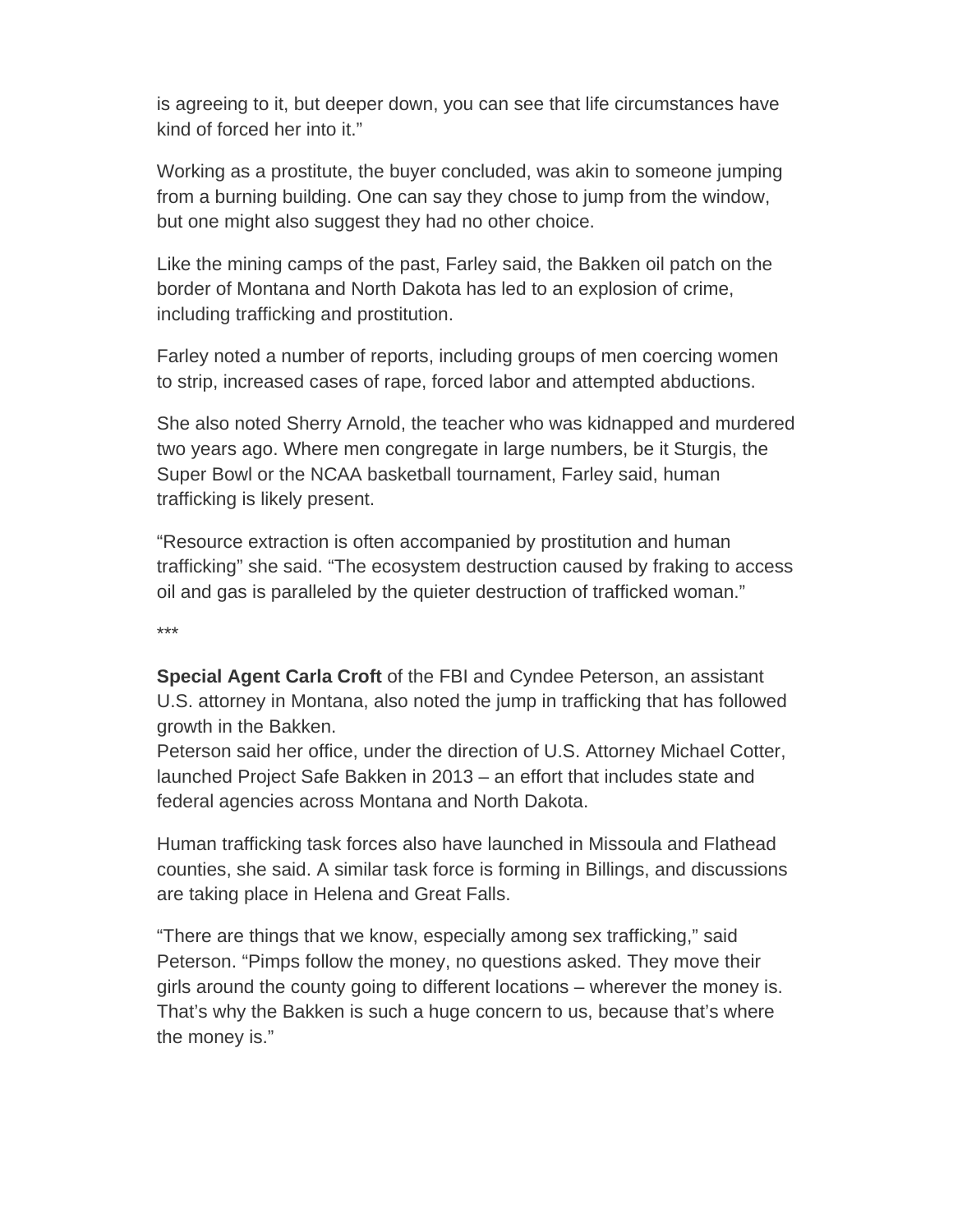is agreeing to it, but deeper down, you can see that life circumstances have kind of forced her into it."

Working as a prostitute, the buyer concluded, was akin to someone jumping from a burning building. One can say they chose to jump from the window, but one might also suggest they had no other choice.

Like the mining camps of the past, Farley said, the Bakken oil patch on the border of Montana and North Dakota has led to an explosion of crime, including trafficking and prostitution.

Farley noted a number of reports, including groups of men coercing women to strip, increased cases of rape, forced labor and attempted abductions.

She also noted Sherry Arnold, the teacher who was kidnapped and murdered two years ago. Where men congregate in large numbers, be it Sturgis, the Super Bowl or the NCAA basketball tournament, Farley said, human trafficking is likely present.

"Resource extraction is often accompanied by prostitution and human trafficking" she said. "The ecosystem destruction caused by fraking to access oil and gas is paralleled by the quieter destruction of trafficked woman."

***

**Special Agent Carla Croft** of the FBI and Cyndee Peterson, an assistant U.S. attorney in Montana, also noted the jump in trafficking that has followed growth in the Bakken.
Peterson said her office, under the direction of U.S. Attorney Michael Cotter, launched Project Safe Bakken in 2013 – an effort that includes state and federal agencies across Montana and North Dakota.

Human trafficking task forces also have launched in Missoula and Flathead counties, she said. A similar task force is forming in Billings, and discussions are taking place in Helena and Great Falls.

"There are things that we know, especially among sex trafficking," said Peterson. "Pimps follow the money, no questions asked. They move their girls around the county going to different locations – wherever the money is. That's why the Bakken is such a huge concern to us, because that's where the money is."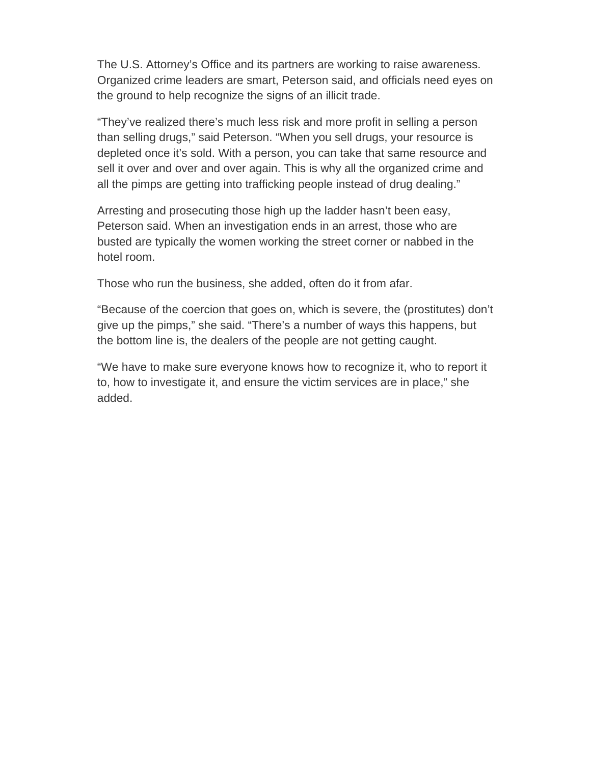The U.S. Attorney's Office and its partners are working to raise awareness. Organized crime leaders are smart, Peterson said, and officials need eyes on the ground to help recognize the signs of an illicit trade.

"They've realized there's much less risk and more profit in selling a person than selling drugs," said Peterson. "When you sell drugs, your resource is depleted once it's sold. With a person, you can take that same resource and sell it over and over and over again. This is why all the organized crime and all the pimps are getting into trafficking people instead of drug dealing."

Arresting and prosecuting those high up the ladder hasn't been easy, Peterson said. When an investigation ends in an arrest, those who are busted are typically the women working the street corner or nabbed in the hotel room.

Those who run the business, she added, often do it from afar.

"Because of the coercion that goes on, which is severe, the (prostitutes) don't give up the pimps," she said. "There's a number of ways this happens, but the bottom line is, the dealers of the people are not getting caught.

"We have to make sure everyone knows how to recognize it, who to report it to, how to investigate it, and ensure the victim services are in place," she added.